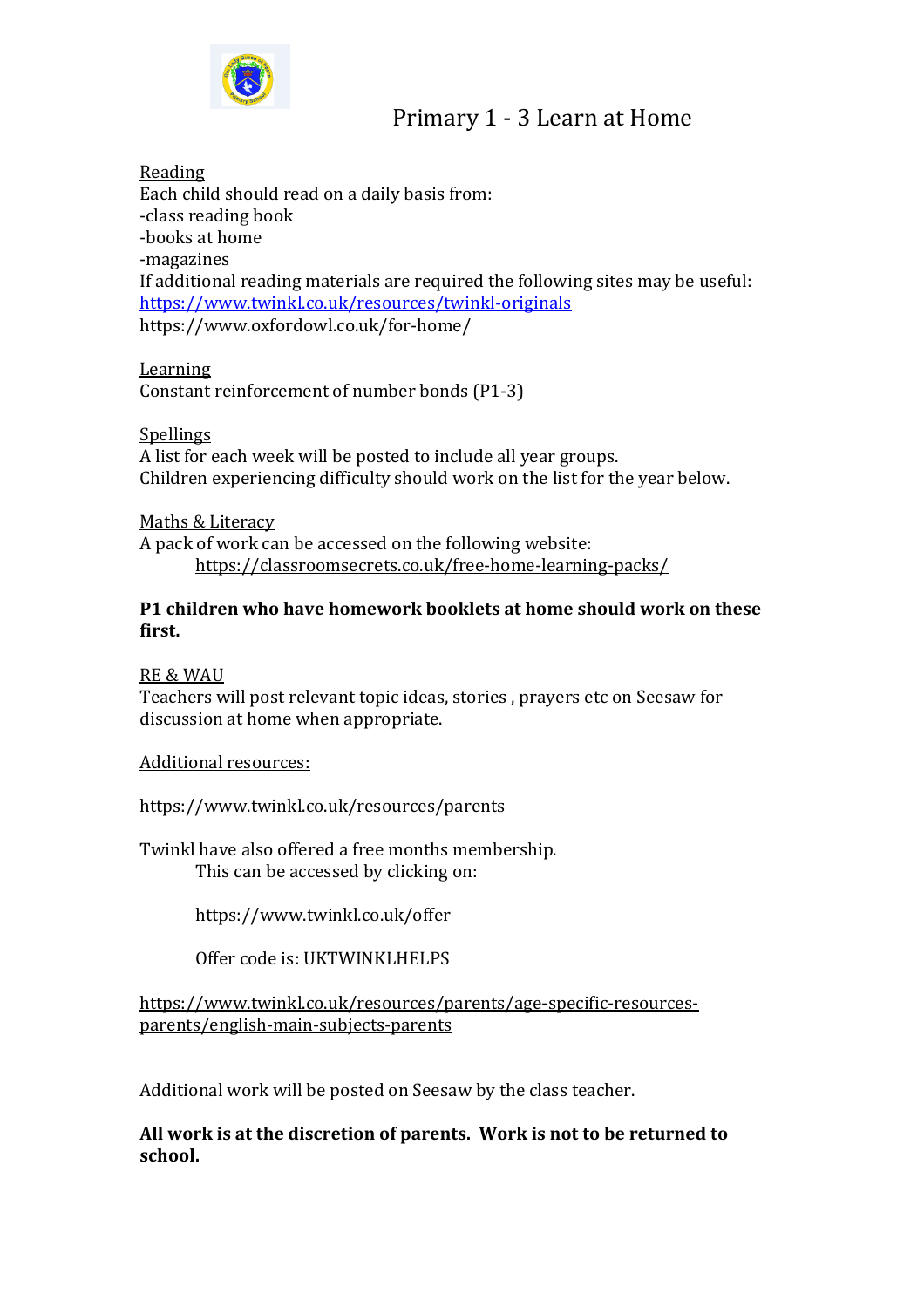# Primary 1 - 3 Learn at Home

Reading
Each child should read on a daily basis from:
-class reading book
-books at home
-magazines
If additional reading materials are required the following sites may be useful:
https://www.twinkl.co.uk/resources/twinkl-originals
https://www.oxfordowl.co.uk/for-home/

Learning
Constant reinforcement of number bonds (P1-3)

Spellings
A list for each week will be posted to include all year groups.
Children experiencing difficulty should work on the list for the year below.

Maths & Literacy
A pack of work can be accessed on the following website:
https://classroomsecrets.co.uk/free-home-learning-packs/

**P1 children who have homework booklets at home should work on these first.**

RE & WAU
Teachers will post relevant topic ideas, stories , prayers etc on Seesaw for discussion at home when appropriate.

Additional resources:

https://www.twinkl.co.uk/resources/parents

Twinkl have also offered a free months membership.
This can be accessed by clicking on:

https://www.twinkl.co.uk/offer

Offer code is: UKTWINKLHELPS

https://www.twinkl.co.uk/resources/parents/age-specific-resources-parents/english-main-subjects-parents

Additional work will be posted on Seesaw by the class teacher.

**All work is at the discretion of parents. Work is not to be returned to school.**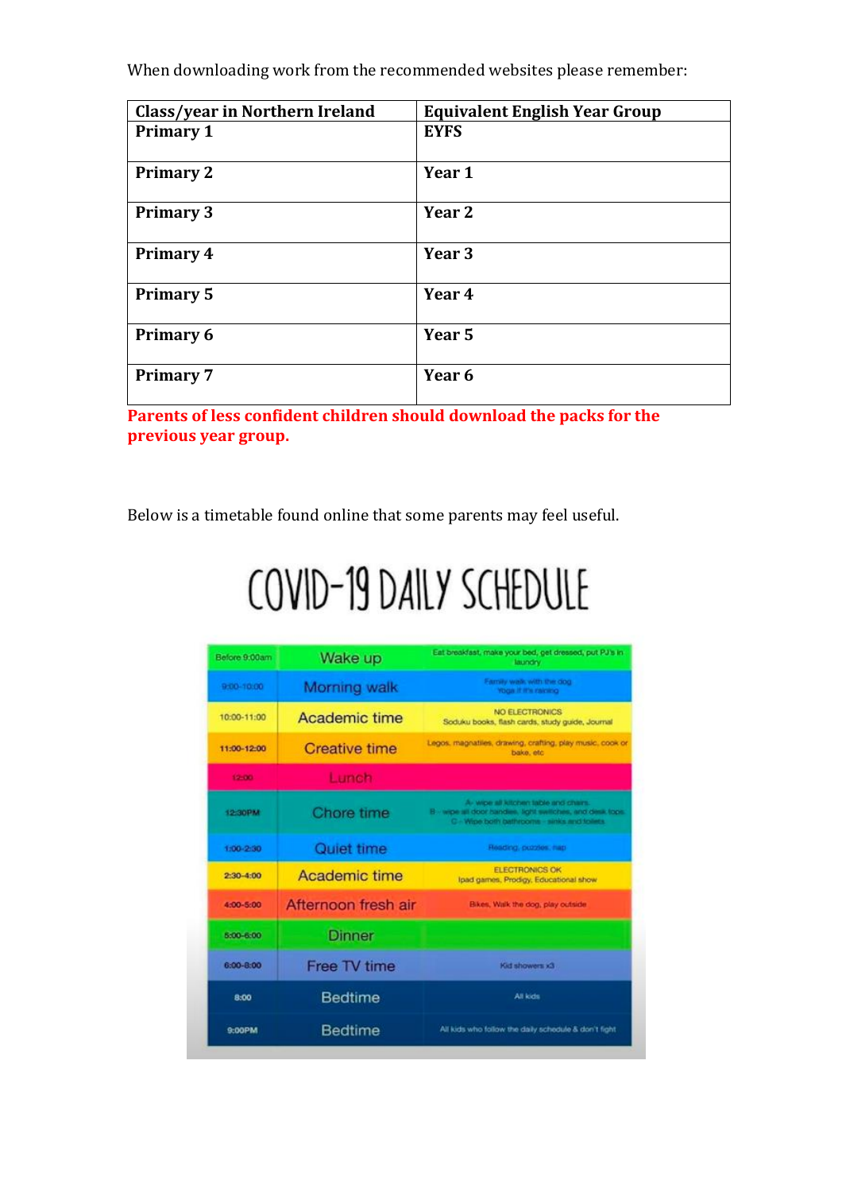When downloading work from the recommended websites please remember:

| Class/year in Northern Ireland | Equivalent English Year Group |
|---|---|
| **Primary 1** | **EYFS** |
| **Primary 2** | **Year 1** |
| **Primary 3** | **Year 2** |
| **Primary 4** | **Year 3** |
| **Primary 5** | **Year 4** |
| **Primary 6** | **Year 5** |
| **Primary 7** | **Year 6** |

**Parents of less confident children should download the packs for the previous year group.**

Below is a timetable found online that some parents may feel useful.

# COVID-19 DAILY SCHEDULE

| | | |
|---|---|---|
| Before 9:00am | Wake up | Eat breakfast, make your bed, get dressed, put PJ's in laundry |
| 9:00-10:00 | Morning walk | Family walk with the dog Yoga if it's raining |
| 10:00-11:00 | Academic time | NO ELECTRONICS Soduku books, flash cards, study guide, Journal |
| 11:00-12:00 | Creative time | Legos, magnatiles, drawing, crafting, play music, cook or bake, etc |
| 12:00 | Lunch | |
| 12:30PM | Chore time | A- wipe all kitchen table and chairs B - wipe all door handles, light switches, and desk tops C - Wipe both bathrooms - sinks and toilets |
| 1:00-2:30 | Quiet time | Reading, puzzles, nap |
| 2:30-4:00 | Academic time | ELECTRONICS OK Ipad games, Prodigy, Educational show |
| 4:00-5:00 | Afternoon fresh air | Bikes, Walk the dog, play outside |
| 5:00-6:00 | Dinner | |
| 6:00-8:00 | Free TV time | Kid showers x3 |
| 8:00 | Bedtime | All kids |
| 9:00PM | Bedtime | All kids who follow the daily schedule & don't fight |